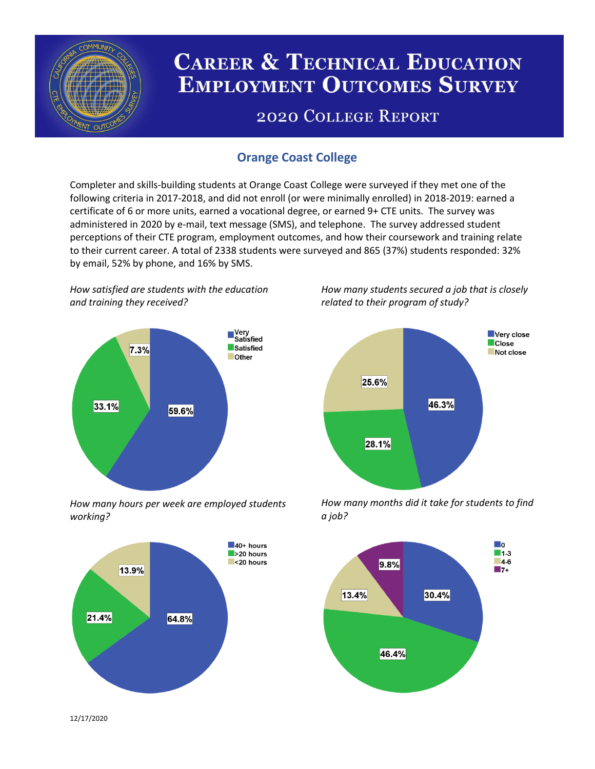# Career & Technical Education Employment Outcomes Survey

## 2020 College Report

### Orange Coast College

Completer and skills-building students at Orange Coast College were surveyed if they met one of the following criteria in 2017-2018, and did not enroll (or were minimally enrolled) in 2018-2019: earned a certificate of 6 or more units, earned a vocational degree, or earned 9+ CTE units. The survey was administered in 2020 by e-mail, text message (SMS), and telephone. The survey addressed student perceptions of their CTE program, employment outcomes, and how their coursework and training relate to their current career. A total of 2338 students were surveyed and 865 (37%) students responded: 32% by email, 52% by phone, and 16% by SMS.

*How satisfied are students with the education and training they received?*

| Response | Percent |
|---|---|
| Very Satisfied | 59.6% |
| Satisfied | 33.1% |
| Other | 7.3% |

*How many students secured a job that is closely related to their program of study?*

| Response | Percent |
|---|---|
| Very close | 46.3% |
| Close | 28.1% |
| Not close | 25.6% |

*How many hours per week are employed students working?*

| Response | Percent |
|---|---|
| 40+ hours | 64.8% |
| >20 hours | 21.4% |
| <20 hours | 13.9% |

*How many months did it take for students to find a job?*

| Months | Percent |
|---|---|
| 0 | 30.4% |
| 1-3 | 46.4% |
| 4-6 | 13.4% |
| 7+ | 9.8% |

12/17/2020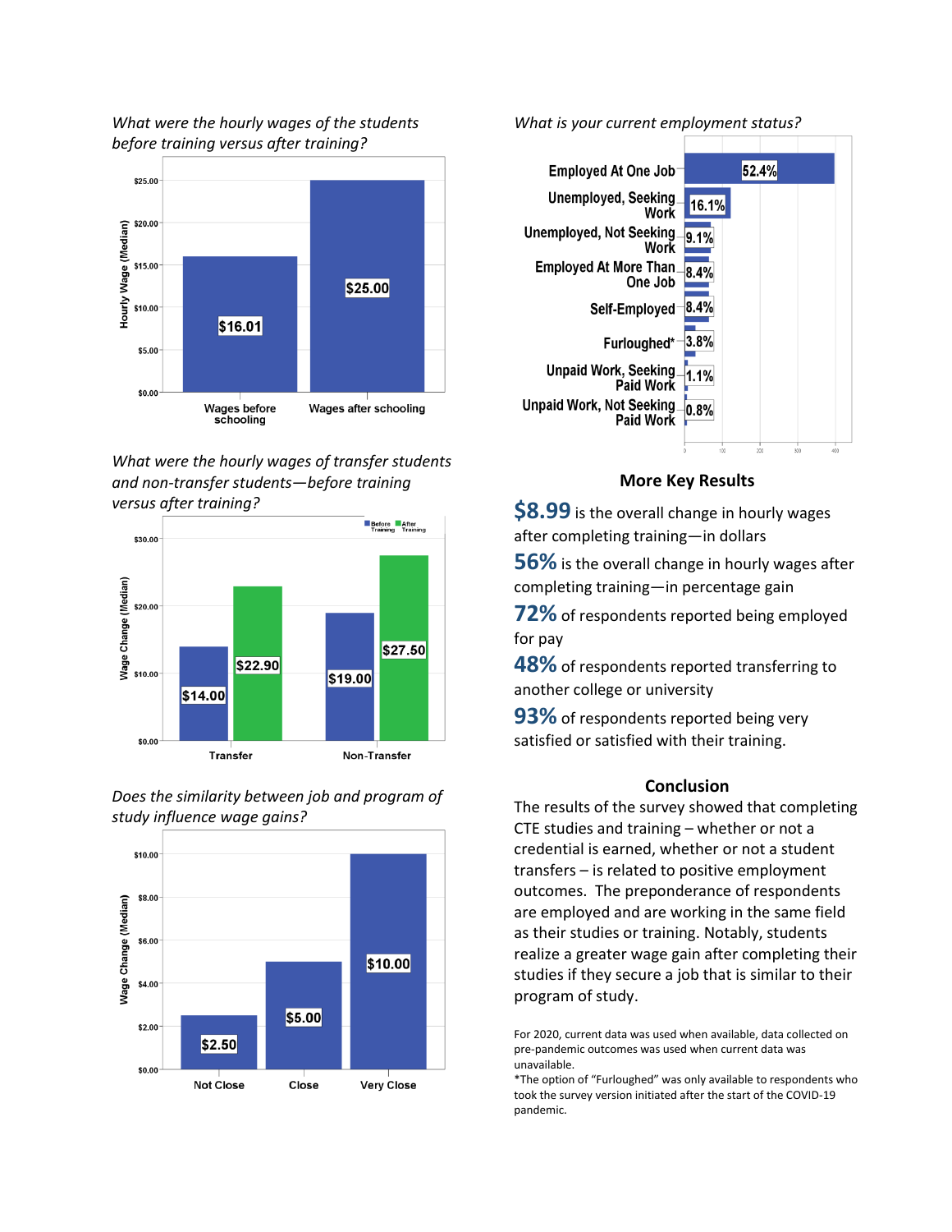*What were the hourly wages of the students before training versus after training?*

Hourly Wage (Median)

$25.00
$20.00
$15.00
$10.00
$5.00
$0.00

$16.01
$25.00

Wages before schooling
Wages after schooling

*What were the hourly wages of transfer students and non-transfer students—before training versus after training?*

Before Training
After Training

Wage Change (Median)

$30.00
$20.00
$10.00
$0.00

$14.00
$22.90
$19.00
$27.50

Transfer
Non-Transfer

*Does the similarity between job and program of study influence wage gains?*

Wage Change (Median)

$10.00
$8.00
$6.00
$4.00
$2.00
$0.00

$2.50
$5.00
$10.00

Not Close
Close
Very Close

*What is your current employment status?*

Employed At One Job 52.4%
Unemployed, Seeking Work 16.1%
Unemployed, Not Seeking Work 9.1%
Employed At More Than One Job 8.4%
Self-Employed 8.4%
Furloughed* 3.8%
Unpaid Work, Seeking Paid Work 1.1%
Unpaid Work, Not Seeking Paid Work 0.8%

0
100
200
300
400

## More Key Results

**$8.99** is the overall change in hourly wages after completing training—in dollars

**56%** is the overall change in hourly wages after completing training—in percentage gain

**72%** of respondents reported being employed for pay

**48%** of respondents reported transferring to another college or university

**93%** of respondents reported being very satisfied or satisfied with their training.

## Conclusion

The results of the survey showed that completing CTE studies and training – whether or not a credential is earned, whether or not a student transfers – is related to positive employment outcomes. The preponderance of respondents are employed and are working in the same field as their studies or training. Notably, students realize a greater wage gain after completing their studies if they secure a job that is similar to their program of study.

For 2020, current data was used when available, data collected on pre-pandemic outcomes was used when current data was unavailable.
*The option of "Furloughed" was only available to respondents who took the survey version initiated after the start of the COVID-19 pandemic.